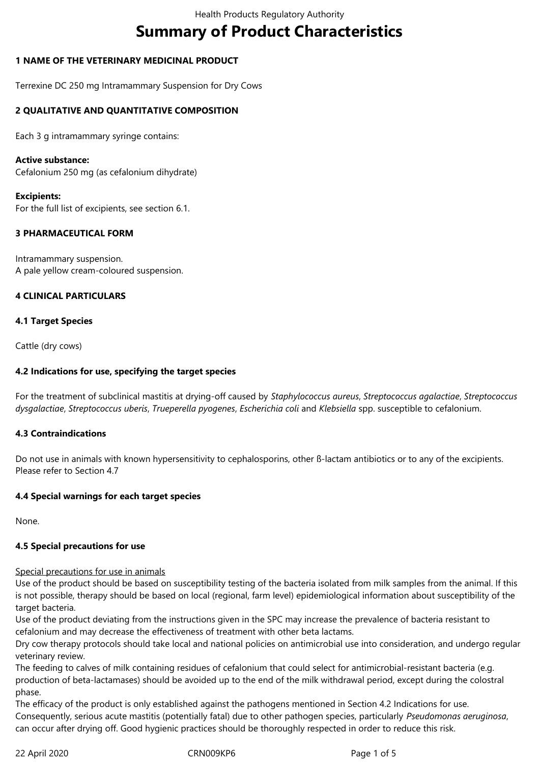# Summary of Product Characteristics

## 1 NAME OF THE VETERINARY MEDICINAL PRODUCT

Terrexine DC 250 mg Intramammary Suspension for Dry Cows

## 2 QUALITATIVE AND QUANTITATIVE COMPOSITION

Each 3 g intramammary syringe contains:

**Active substance:**
Cefalonium 250 mg (as cefalonium dihydrate)

**Excipients:**
For the full list of excipients, see section 6.1.

## 3 PHARMACEUTICAL FORM

Intramammary suspension.
A pale yellow cream-coloured suspension.

## 4 CLINICAL PARTICULARS

### 4.1 Target Species

Cattle (dry cows)

### 4.2 Indications for use, specifying the target species

For the treatment of subclinical mastitis at drying-off caused by *Staphylococcus aureus*, *Streptococcus agalactiae*, *Streptococcus dysgalactiae*, *Streptococcus uberis*, *Trueperella pyogenes*, *Escherichia coli* and *Klebsiella* spp. susceptible to cefalonium.

### 4.3 Contraindications

Do not use in animals with known hypersensitivity to cephalosporins, other ß-lactam antibiotics or to any of the excipients. Please refer to Section 4.7

### 4.4 Special warnings for each target species

None.

### 4.5 Special precautions for use

Special precautions for use in animals
Use of the product should be based on susceptibility testing of the bacteria isolated from milk samples from the animal. If this is not possible, therapy should be based on local (regional, farm level) epidemiological information about susceptibility of the target bacteria.
Use of the product deviating from the instructions given in the SPC may increase the prevalence of bacteria resistant to cefalonium and may decrease the effectiveness of treatment with other beta lactams.
Dry cow therapy protocols should take local and national policies on antimicrobial use into consideration, and undergo regular veterinary review.
The feeding to calves of milk containing residues of cefalonium that could select for antimicrobial-resistant bacteria (e.g. production of beta-lactamases) should be avoided up to the end of the milk withdrawal period, except during the colostral phase.
The efficacy of the product is only established against the pathogens mentioned in Section 4.2 Indications for use. Consequently, serious acute mastitis (potentially fatal) due to other pathogen species, particularly *Pseudomonas aeruginosa*, can occur after drying off. Good hygienic practices should be thoroughly respected in order to reduce this risk.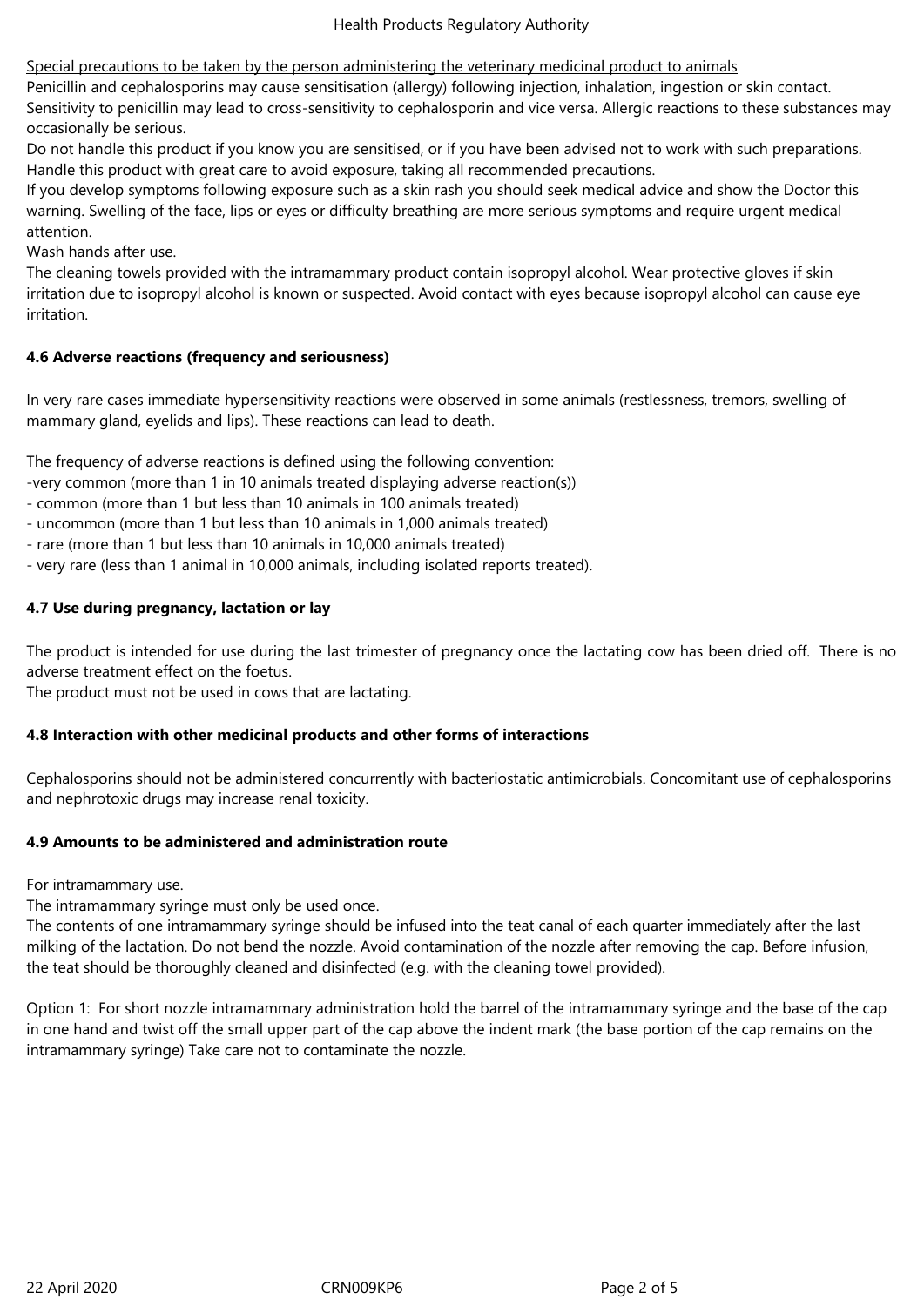Special precautions to be taken by the person administering the veterinary medicinal product to animals

Penicillin and cephalosporins may cause sensitisation (allergy) following injection, inhalation, ingestion or skin contact. Sensitivity to penicillin may lead to cross-sensitivity to cephalosporin and vice versa. Allergic reactions to these substances may occasionally be serious.

Do not handle this product if you know you are sensitised, or if you have been advised not to work with such preparations. Handle this product with great care to avoid exposure, taking all recommended precautions.

If you develop symptoms following exposure such as a skin rash you should seek medical advice and show the Doctor this warning. Swelling of the face, lips or eyes or difficulty breathing are more serious symptoms and require urgent medical attention.

Wash hands after use.

The cleaning towels provided with the intramammary product contain isopropyl alcohol. Wear protective gloves if skin irritation due to isopropyl alcohol is known or suspected. Avoid contact with eyes because isopropyl alcohol can cause eye irritation.

## 4.6 Adverse reactions (frequency and seriousness)

In very rare cases immediate hypersensitivity reactions were observed in some animals (restlessness, tremors, swelling of mammary gland, eyelids and lips). These reactions can lead to death.

The frequency of adverse reactions is defined using the following convention:

-very common (more than 1 in 10 animals treated displaying adverse reaction(s))
- common (more than 1 but less than 10 animals in 100 animals treated)
- uncommon (more than 1 but less than 10 animals in 1,000 animals treated)
- rare (more than 1 but less than 10 animals in 10,000 animals treated)
- very rare (less than 1 animal in 10,000 animals, including isolated reports treated).

## 4.7 Use during pregnancy, lactation or lay

The product is intended for use during the last trimester of pregnancy once the lactating cow has been dried off. There is no adverse treatment effect on the foetus.

The product must not be used in cows that are lactating.

## 4.8 Interaction with other medicinal products and other forms of interactions

Cephalosporins should not be administered concurrently with bacteriostatic antimicrobials. Concomitant use of cephalosporins and nephrotoxic drugs may increase renal toxicity.

## 4.9 Amounts to be administered and administration route

For intramammary use.

The intramammary syringe must only be used once.

The contents of one intramammary syringe should be infused into the teat canal of each quarter immediately after the last milking of the lactation. Do not bend the nozzle. Avoid contamination of the nozzle after removing the cap. Before infusion, the teat should be thoroughly cleaned and disinfected (e.g. with the cleaning towel provided).

Option 1: For short nozzle intramammary administration hold the barrel of the intramammary syringe and the base of the cap in one hand and twist off the small upper part of the cap above the indent mark (the base portion of the cap remains on the intramammary syringe) Take care not to contaminate the nozzle.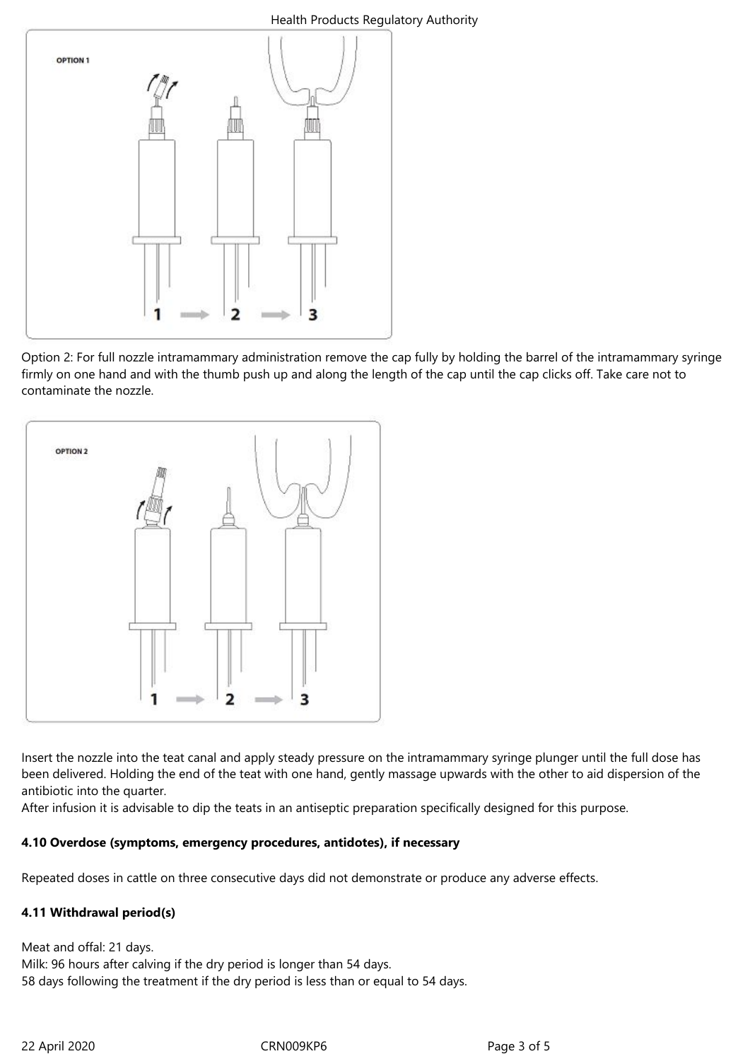Option 2: For full nozzle intramammary administration remove the cap fully by holding the barrel of the intramammary syringe firmly on one hand and with the thumb push up and along the length of the cap until the cap clicks off. Take care not to contaminate the nozzle.

Insert the nozzle into the teat canal and apply steady pressure on the intramammary syringe plunger until the full dose has been delivered. Holding the end of the teat with one hand, gently massage upwards with the other to aid dispersion of the antibiotic into the quarter.
After infusion it is advisable to dip the teats in an antiseptic preparation specifically designed for this purpose.

**4.10 Overdose (symptoms, emergency procedures, antidotes), if necessary**

Repeated doses in cattle on three consecutive days did not demonstrate or produce any adverse effects.

**4.11 Withdrawal period(s)**

Meat and offal: 21 days.
Milk: 96 hours after calving if the dry period is longer than 54 days.
58 days following the treatment if the dry period is less than or equal to 54 days.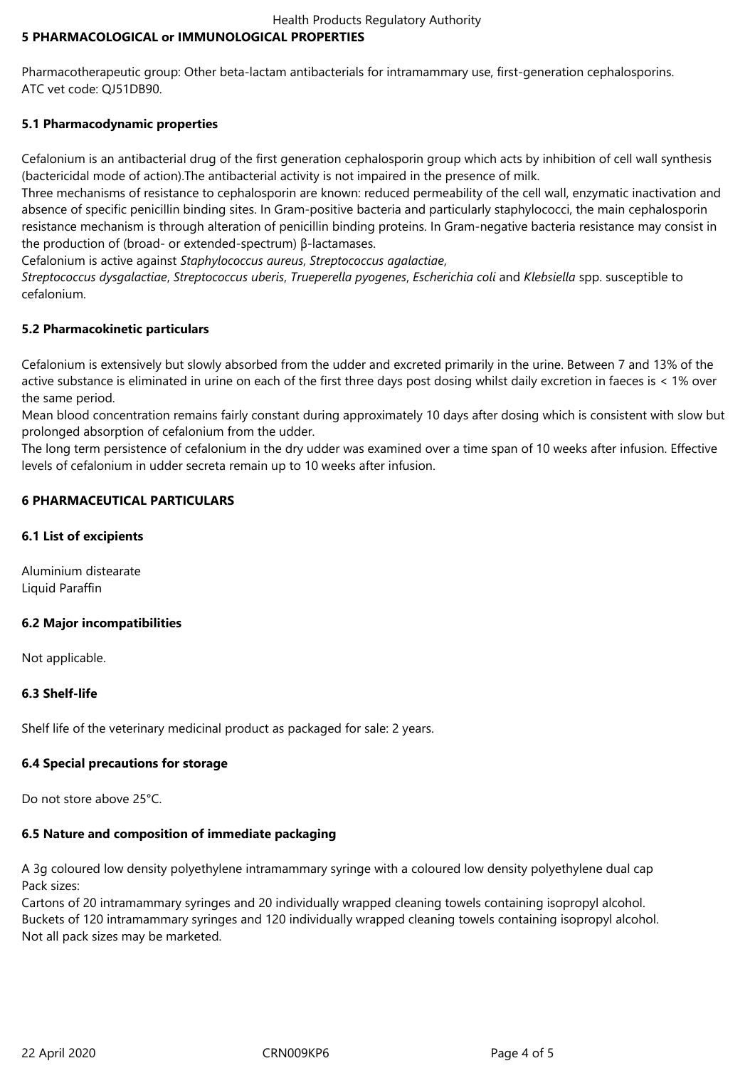## 5 PHARMACOLOGICAL or IMMUNOLOGICAL PROPERTIES

Pharmacotherapeutic group: Other beta-lactam antibacterials for intramammary use, first-generation cephalosporins.
ATC vet code: QJ51DB90.

### 5.1 Pharmacodynamic properties

Cefalonium is an antibacterial drug of the first generation cephalosporin group which acts by inhibition of cell wall synthesis (bactericidal mode of action).The antibacterial activity is not impaired in the presence of milk.
Three mechanisms of resistance to cephalosporin are known: reduced permeability of the cell wall, enzymatic inactivation and absence of specific penicillin binding sites. In Gram-positive bacteria and particularly staphylococci, the main cephalosporin resistance mechanism is through alteration of penicillin binding proteins. In Gram-negative bacteria resistance may consist in the production of (broad- or extended-spectrum) β-lactamases.
Cefalonium is active against *Staphylococcus aureus*, *Streptococcus agalactiae*, *Streptococcus dysgalactiae*, *Streptococcus uberis*, *Trueperella pyogenes*, *Escherichia coli* and *Klebsiella* spp. susceptible to cefalonium.

### 5.2 Pharmacokinetic particulars

Cefalonium is extensively but slowly absorbed from the udder and excreted primarily in the urine. Between 7 and 13% of the active substance is eliminated in urine on each of the first three days post dosing whilst daily excretion in faeces is < 1% over the same period.
Mean blood concentration remains fairly constant during approximately 10 days after dosing which is consistent with slow but prolonged absorption of cefalonium from the udder.
The long term persistence of cefalonium in the dry udder was examined over a time span of 10 weeks after infusion. Effective levels of cefalonium in udder secreta remain up to 10 weeks after infusion.

## 6 PHARMACEUTICAL PARTICULARS

### 6.1 List of excipients

Aluminium distearate
Liquid Paraffin

### 6.2 Major incompatibilities

Not applicable.

### 6.3 Shelf-life

Shelf life of the veterinary medicinal product as packaged for sale: 2 years.

### 6.4 Special precautions for storage

Do not store above 25°C.

### 6.5 Nature and composition of immediate packaging

A 3g coloured low density polyethylene intramammary syringe with a coloured low density polyethylene dual cap
Pack sizes:
Cartons of 20 intramammary syringes and 20 individually wrapped cleaning towels containing isopropyl alcohol.
Buckets of 120 intramammary syringes and 120 individually wrapped cleaning towels containing isopropyl alcohol.
Not all pack sizes may be marketed.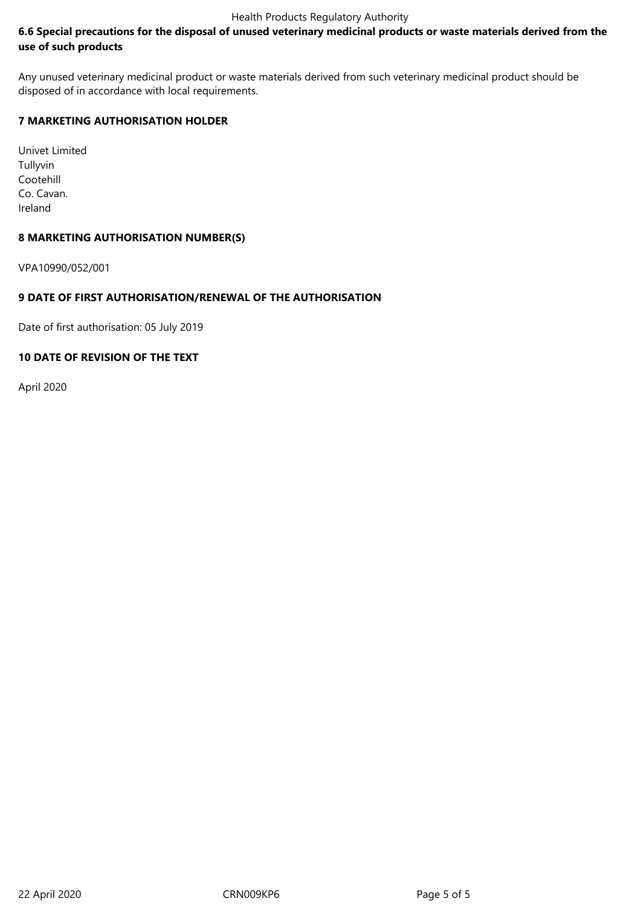## 6.6 Special precautions for the disposal of unused veterinary medicinal products or waste materials derived from the use of such products

Any unused veterinary medicinal product or waste materials derived from such veterinary medicinal product should be disposed of in accordance with local requirements.

## 7 MARKETING AUTHORISATION HOLDER

Univet Limited
Tullyvin
Cootehill
Co. Cavan.
Ireland

## 8 MARKETING AUTHORISATION NUMBER(S)

VPA10990/052/001

## 9 DATE OF FIRST AUTHORISATION/RENEWAL OF THE AUTHORISATION

Date of first authorisation: 05 July 2019

## 10 DATE OF REVISION OF THE TEXT

April 2020